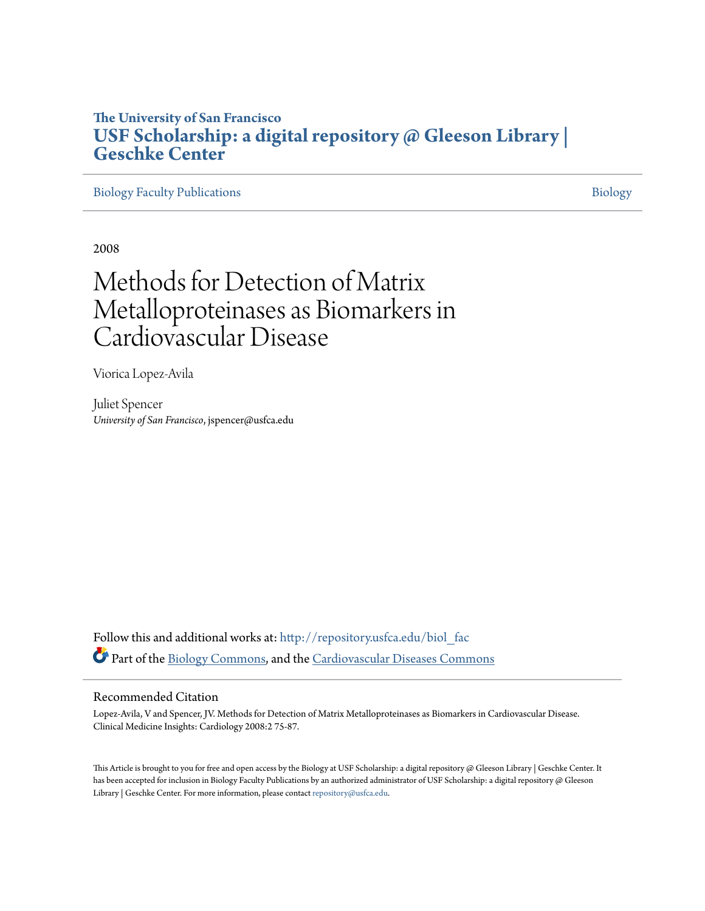**The University of San Francisco**

**USF Scholarship: a digital repository @ Gleeson Library | Geschke Center**

Biology Faculty Publications | Biology

2008

# Methods for Detection of Matrix Metalloproteinases as Biomarkers in Cardiovascular Disease

Viorica Lopez-Avila

Juliet Spencer
*University of San Francisco*, jspencer@usfca.edu

Follow this and additional works at: http://repository.usfca.edu/biol_fac

Part of the Biology Commons, and the Cardiovascular Diseases Commons

## Recommended Citation

Lopez-Avila, V and Spencer, JV. Methods for Detection of Matrix Metalloproteinases as Biomarkers in Cardiovascular Disease. Clinical Medicine Insights: Cardiology 2008:2 75-87.

This Article is brought to you for free and open access by the Biology at USF Scholarship: a digital repository @ Gleeson Library | Geschke Center. It has been accepted for inclusion in Biology Faculty Publications by an authorized administrator of USF Scholarship: a digital repository @ Gleeson Library | Geschke Center. For more information, please contact repository@usfca.edu.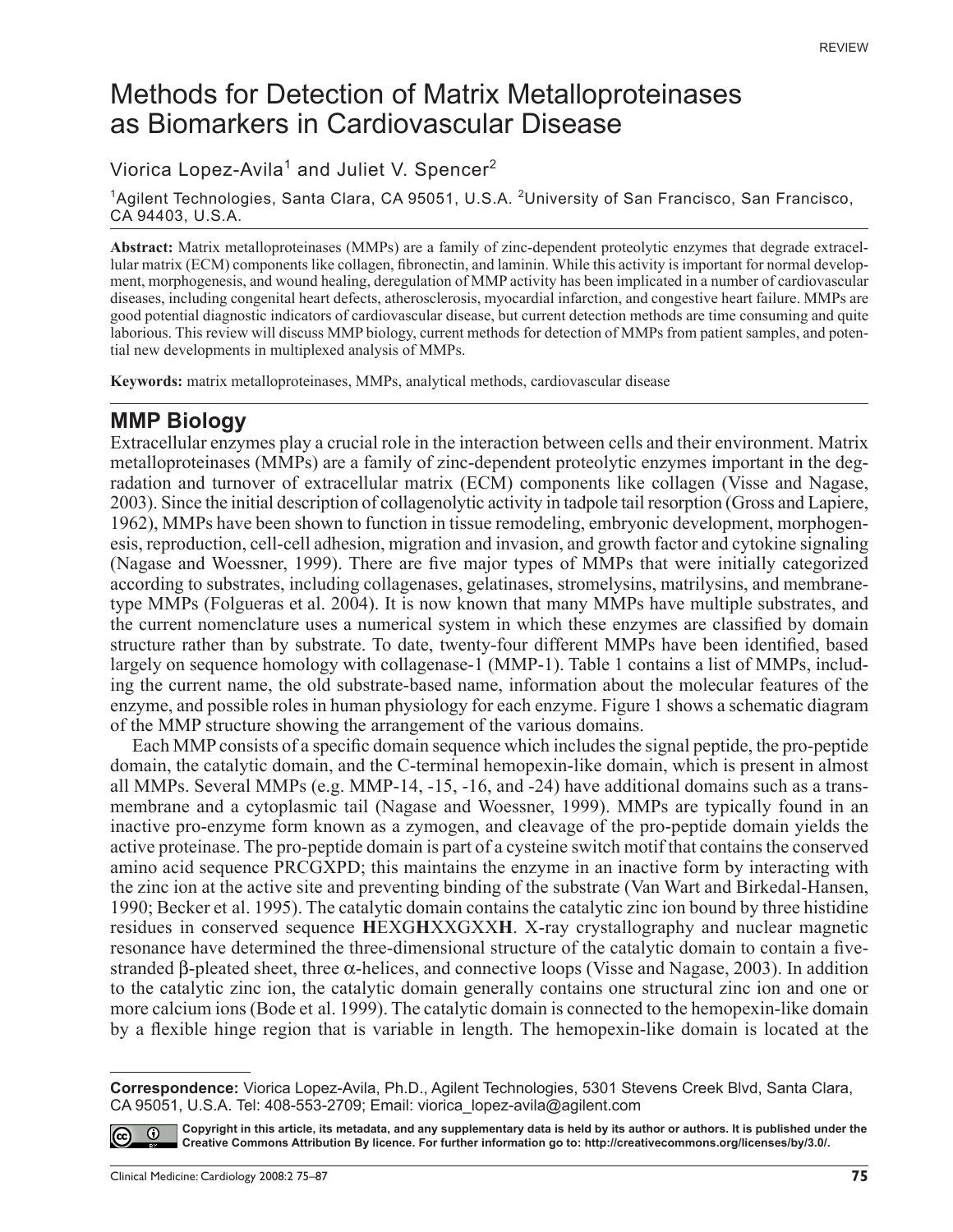REVIEW

# Methods for Detection of Matrix Metalloproteinases as Biomarkers in Cardiovascular Disease

Viorica Lopez-Avila[1] and Juliet V. Spencer[2]

[1]Agilent Technologies, Santa Clara, CA 95051, U.S.A. [2]University of San Francisco, San Francisco, CA 94403, U.S.A.

**Abstract:** Matrix metalloproteinases (MMPs) are a family of zinc-dependent proteolytic enzymes that degrade extracellular matrix (ECM) components like collagen, fibronectin, and laminin. While this activity is important for normal development, morphogenesis, and wound healing, deregulation of MMP activity has been implicated in a number of cardiovascular diseases, including congenital heart defects, atherosclerosis, myocardial infarction, and congestive heart failure. MMPs are good potential diagnostic indicators of cardiovascular disease, but current detection methods are time consuming and quite laborious. This review will discuss MMP biology, current methods for detection of MMPs from patient samples, and potential new developments in multiplexed analysis of MMPs.

**Keywords:** matrix metalloproteinases, MMPs, analytical methods, cardiovascular disease

## MMP Biology

Extracellular enzymes play a crucial role in the interaction between cells and their environment. Matrix metalloproteinases (MMPs) are a family of zinc-dependent proteolytic enzymes important in the degradation and turnover of extracellular matrix (ECM) components like collagen (Visse and Nagase, 2003). Since the initial description of collagenolytic activity in tadpole tail resorption (Gross and Lapiere, 1962), MMPs have been shown to function in tissue remodeling, embryonic development, morphogenesis, reproduction, cell-cell adhesion, migration and invasion, and growth factor and cytokine signaling (Nagase and Woessner, 1999). There are five major types of MMPs that were initially categorized according to substrates, including collagenases, gelatinases, stromelysins, matrilysins, and membrane-type MMPs (Folgueras et al. 2004). It is now known that many MMPs have multiple substrates, and the current nomenclature uses a numerical system in which these enzymes are classified by domain structure rather than by substrate. To date, twenty-four different MMPs have been identified, based largely on sequence homology with collagenase-1 (MMP-1). Table 1 contains a list of MMPs, including the current name, the old substrate-based name, information about the molecular features of the enzyme, and possible roles in human physiology for each enzyme. Figure 1 shows a schematic diagram of the MMP structure showing the arrangement of the various domains.

Each MMP consists of a specific domain sequence which includes the signal peptide, the pro-peptide domain, the catalytic domain, and the C-terminal hemopexin-like domain, which is present in almost all MMPs. Several MMPs (e.g. MMP-14, -15, -16, and -24) have additional domains such as a transmembrane and a cytoplasmic tail (Nagase and Woessner, 1999). MMPs are typically found in an inactive pro-enzyme form known as a zymogen, and cleavage of the pro-peptide domain yields the active proteinase. The pro-peptide domain is part of a cysteine switch motif that contains the conserved amino acid sequence PRCGXPD; this maintains the enzyme in an inactive form by interacting with the zinc ion at the active site and preventing binding of the substrate (Van Wart and Birkedal-Hansen, 1990; Becker et al. 1995). The catalytic domain contains the catalytic zinc ion bound by three histidine residues in conserved sequence **H**EXG**H**XXGXX**H**. X-ray crystallography and nuclear magnetic resonance have determined the three-dimensional structure of the catalytic domain to contain a five-stranded β-pleated sheet, three α-helices, and connective loops (Visse and Nagase, 2003). In addition to the catalytic zinc ion, the catalytic domain generally contains one structural zinc ion and one or more calcium ions (Bode et al. 1999). The catalytic domain is connected to the hemopexin-like domain by a flexible hinge region that is variable in length. The hemopexin-like domain is located at the

**Correspondence:** Viorica Lopez-Avila, Ph.D., Agilent Technologies, 5301 Stevens Creek Blvd, Santa Clara, CA 95051, U.S.A. Tel: 408-553-2709; Email: viorica_lopez-avila@agilent.com

**Copyright in this article, its metadata, and any supplementary data is held by its author or authors. It is published under the Creative Commons Attribution By licence. For further information go to: http://creativecommons.org/licenses/by/3.0/.**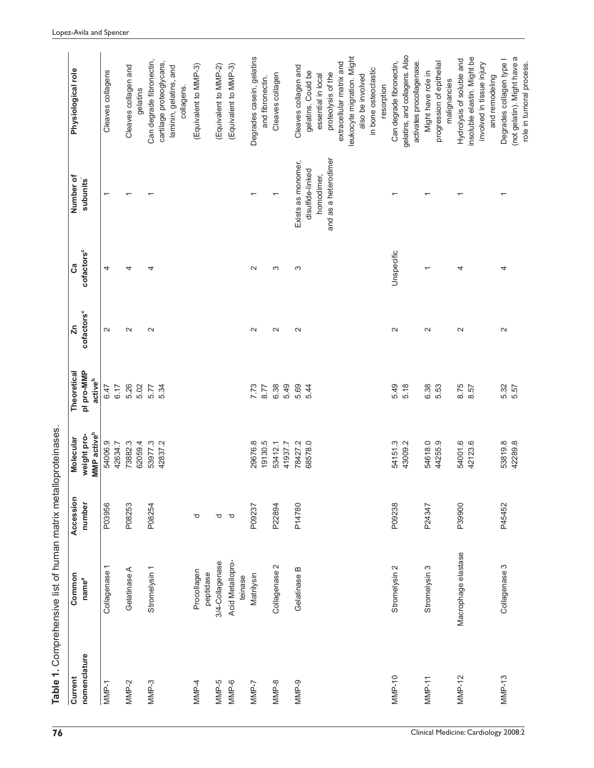**Table 1.** Comprehensive list of human matrix metalloproteinases.

| Current nomenclature | Common name[a] | Accession number | Molecular weight pro-MMP active[b] | Theoretical pI pro-MMP active[b] | Zn cofactors[c] | Ca cofactors[c] | Number of subunits[c] | Physiological role |
|---|---|---|---|---|---|---|---|---|
| MMP-1 | Collagenase 1 | P03956 | 54006.9<br>42634.7 | 6.47<br>6.17 | 2 | 4 | 1 | Cleaves collagens |
| MMP-2 | Gelatinase A | P08253 | 73882.3<br>62059.4 | 5.26<br>5.02 | 2 | 4 | 1 | Cleaves collagen and gelatins |
| MMP-3 | Stromelysin 1 | P08254 | 53977.3<br>42837.2 | 5.77<br>5.34 | 2 | 4 | 1 | Can degrade fibronectin, cartilage proteoglycans, laminin, gelatins, and collagens. |
| MMP-4 | Procollagen peptidase | d | | | | | | (Equivalent to MMP-3) |
| MMP-5 | 3/4-Collagenase | d | | | | | | (Equivalent to MMP-2) |
| MMP-6 | Acid Metalloproteinase | d | | | | | | (Equivalent to MMP-3) |
| MMP-7 | Matrilysin | P09237 | 29676.8<br>19130.5 | 7.73<br>8.77 | 2 | 2 | 1 | Degrades casein, gelatins and fibronectin. |
| MMP-8 | Collagenase 2 | P22894 | 53412.1<br>41937.7 | 6.38<br>5.49 | 2 | 3 | 1 | Cleaves collagen |
| MMP-9 | Gelatinase B | P14780 | 78427.2<br>68578.0 | 5.69<br>5.44 | 2 | 3 | Exists as monomer, disulfide-linked homodimer, and as a heterodimer | Cleaves collagen and gelatins. Could be essential in local proteolysis of the extracellular matrix and leukocyte migration. Might also be involved in bone osteoclastic resorption |
| MMP-10 | Stromelysin 2 | P09238 | 54151.3<br>43009.2 | 5.49<br>5.18 | 2 | Unspecific | 1 | Can degrade fibronectin, gelatins, and collagens. Also activates procollagenase. |
| MMP-11 | Stromelysin 3 | P24347 | 54618.0<br>44255.9 | 6.38<br>5.53 | 2 | 1 | 1 | Might have role in progression of epithelial malignancies |
| MMP-12 | Macrophage elastase | P39900 | 54001.6<br>42123.6 | 8.75<br>8.57 | 2 | 4 | 1 | Hydrolysis of soluble and insoluble elastin. Might be involved in tissue injury and remodeling |
| MMP-13 | Collagenase 3 | P45452 | 53819.8<br>42289.8 | 5.32<br>5.57 | 2 | 4 | 1 | Degrades collagen type I (not gelatin). Might have a role in tumoral process. |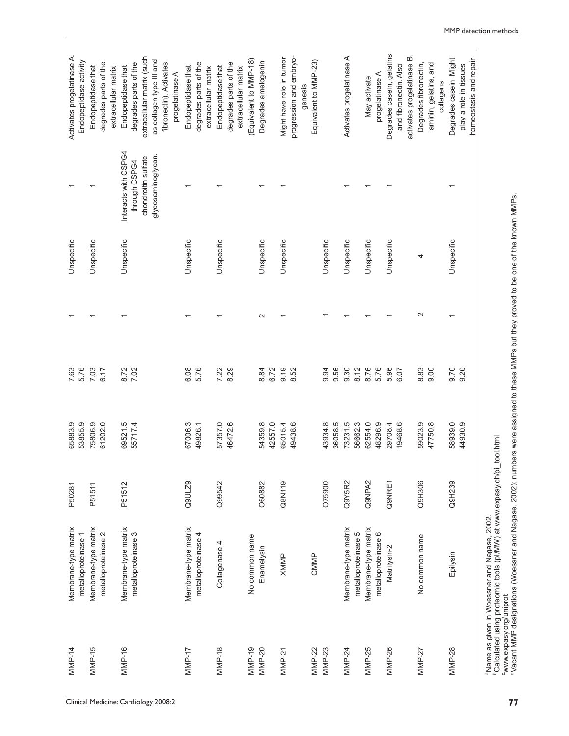| | | | | | | | | |
|---|---|---|---|---|---|---|---|---|
| MMP-14 | Membrane-type matrix metalloproteinase 1 | P50281 | 65883.9<br>53855.9 | 7.63<br>5.76 | 1 | Unspecific | 1 | Activates progelatinase A. Endopeptidase activity |
| MMP-15 | Membrane-type matrix metalloproteinase 2 | P51511 | 75806.9<br>61202.0 | 7.03<br>6.17 | 1 | Unspecific | 1 | Endopeptidase that degrades parts of the extracellular matrix |
| MMP-16 | Membrane-type matrix metalloproteinase 3 | P51512 | 69521.5<br>55717.4 | 8.72<br>7.02 | 1 | Unspecific | Interacts with CSPG4 through CSPG4 chondroitin sulfate glycosaminoglycan. | Endopeptidase that degrades parts of the extracellular matrix (such as collagen type III and fibronectin). Activates progelatinase A |
| MMP-17 | Membrane-type matrix metalloproteinase 4 | Q9ULZ9 | 67006.3<br>49826.1 | 6.08<br>5.76 | 1 | Unspecific | 1 | Endopeptidase that degrades parts of the extracellular matrix |
| MMP-18 | Collagenase 4 | Q99542 | 57357.0<br>46472.6 | 7.22<br>8.29 | 1 | Unspecific | 1 | Endopeptidase that degrades parts of the extracellular matrix |
| MMP-19 | No common name | | | | | | | (Equivalent to MMP-18) |
| MMP-20 | Enamelysin | O60882 | 54359.8<br>42557.0 | 8.84<br>6.72 | 2 | Unspecific | 1 | Degrades amelogenin |
| MMP-21 | XMMP | Q8N119 | 65015.4<br>49438.6 | 9.19<br>8.52 | 1 | Unspecific | 1 | Might have role in tumor progression and embryogenesis |
| MMP-22 | CMMP | | | | | | | Equivalent to MMP-23) |
| MMP-23 | | O75900 | 43934.8<br>36058.5 | 9.94<br>9.56 | 1 | Unspecific | | |
| MMP-24 | Membrane-type matrix metalloproteinase 5 | Q9Y5R2 | 73231.5<br>56662.3 | 9.30<br>8.12 | 1 | Unspecific | 1 | Activates progelatinase A |
| MMP-25 | Membrane-type matrix metalloproteinase 6 | Q9NPA2 | 62554.0<br>48296.9 | 8.76<br>5.76 | 1 | Unspecific | 1 | May activate progelatinase A |
| MMP-26 | Matrilysin-2 | Q9NRE1 | 29708.4<br>19468.6 | 5.96<br>6.07 | 1 | Unspecific | 1 | Degrades casein, gelatins and fibronectin. Also activates progelatinase B. |
| MMP-27 | No common name | Q9H306 | 59023.9<br>47750.8 | 8.83<br>9.00 | 2 | 4 | | Degrades fibronectin, laminin, gelatins, and collagens |
| MMP-28 | Epilysin | Q9H239 | 58939.0<br>44930.9 | 9.70<br>9.20 | 1 | Unspecific | 1 | Degrades casein. Might play a role in tissues homeostasis and repair |

[a]Name as given in Woessner and Nagase, 2002.
[b]Calculated using proteomic tools (pI/MW) at www.expasy.ch/pi_tool.html
[c]www.expasy.org/uniprot
[d]Vacant MMP designations (Woessner and Nagase, 2002); numbers were assigned to these MMPs but they proved to be one of the known MMPs.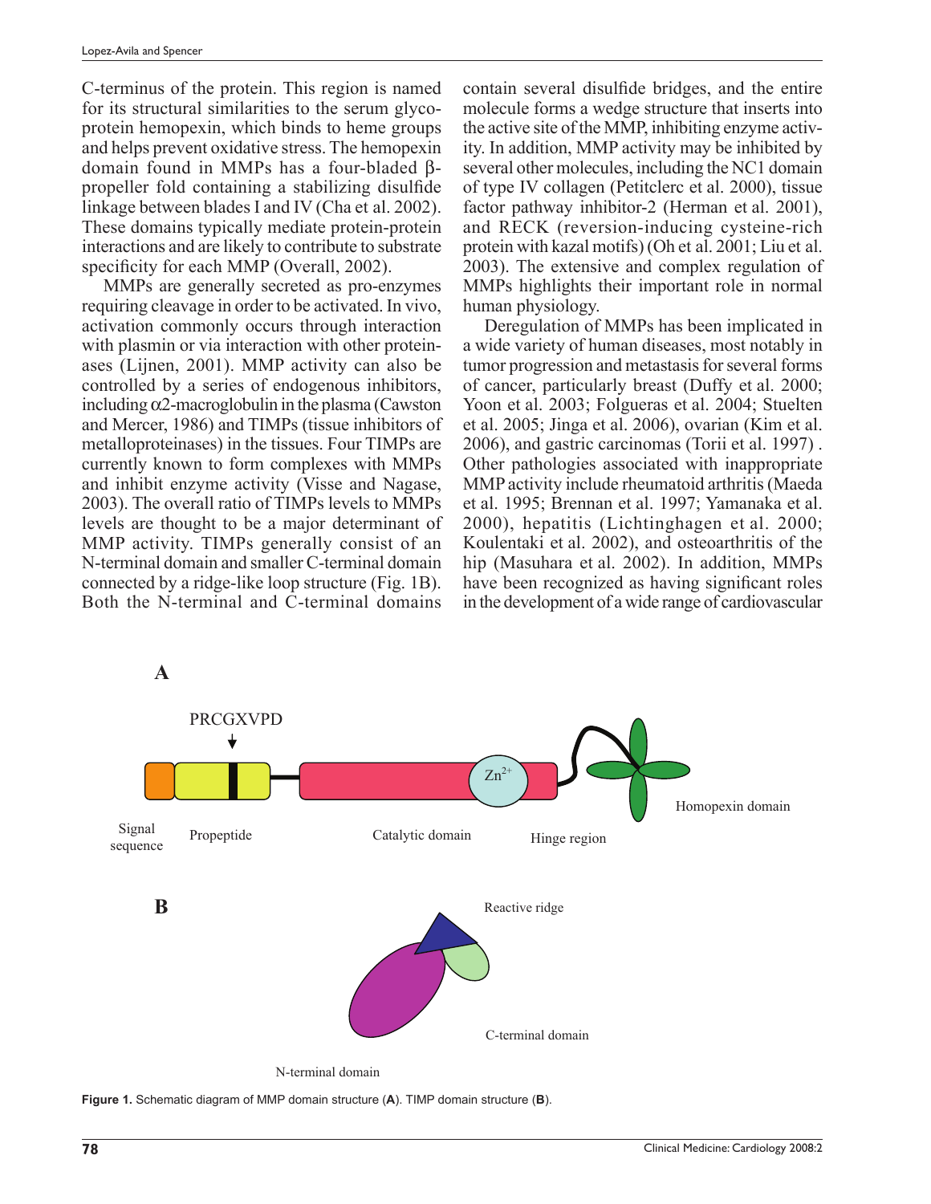C-terminus of the protein. This region is named for its structural similarities to the serum glycoprotein hemopexin, which binds to heme groups and helps prevent oxidative stress. The hemopexin domain found in MMPs has a four-bladed β-propeller fold containing a stabilizing disulfide linkage between blades I and IV (Cha et al. 2002). These domains typically mediate protein-protein interactions and are likely to contribute to substrate specificity for each MMP (Overall, 2002).

MMPs are generally secreted as pro-enzymes requiring cleavage in order to be activated. In vivo, activation commonly occurs through interaction with plasmin or via interaction with other proteinases (Lijnen, 2001). MMP activity can also be controlled by a series of endogenous inhibitors, including α2-macroglobulin in the plasma (Cawston and Mercer, 1986) and TIMPs (tissue inhibitors of metalloproteinases) in the tissues. Four TIMPs are currently known to form complexes with MMPs and inhibit enzyme activity (Visse and Nagase, 2003). The overall ratio of TIMPs levels to MMPs levels are thought to be a major determinant of MMP activity. TIMPs generally consist of an N-terminal domain and smaller C-terminal domain connected by a ridge-like loop structure (Fig. 1B). Both the N-terminal and C-terminal domains contain several disulfide bridges, and the entire molecule forms a wedge structure that inserts into the active site of the MMP, inhibiting enzyme activity. In addition, MMP activity may be inhibited by several other molecules, including the NC1 domain of type IV collagen (Petitclerc et al. 2000), tissue factor pathway inhibitor-2 (Herman et al. 2001), and RECK (reversion-inducing cysteine-rich protein with kazal motifs) (Oh et al. 2001; Liu et al. 2003). The extensive and complex regulation of MMPs highlights their important role in normal human physiology.

Deregulation of MMPs has been implicated in a wide variety of human diseases, most notably in tumor progression and metastasis for several forms of cancer, particularly breast (Duffy et al. 2000; Yoon et al. 2003; Folgueras et al. 2004; Stuelten et al. 2005; Jinga et al. 2006), ovarian (Kim et al. 2006), and gastric carcinomas (Torii et al. 1997) . Other pathologies associated with inappropriate MMP activity include rheumatoid arthritis (Maeda et al. 1995; Brennan et al. 1997; Yamanaka et al. 2000), hepatitis (Lichtinghagen et al. 2000; Koulentaki et al. 2002), and osteoarthritis of the hip (Masuhara et al. 2002). In addition, MMPs have been recognized as having significant roles in the development of a wide range of cardiovascular

**A**

PRCGXVPD

$Zn^{2+}$

Signal sequence | Propeptide | Catalytic domain | Hinge region | Homopexin domain

**B**

Reactive ridge

C-terminal domain

N-terminal domain

**Figure 1.** Schematic diagram of MMP domain structure (**A**). TIMP domain structure (**B**).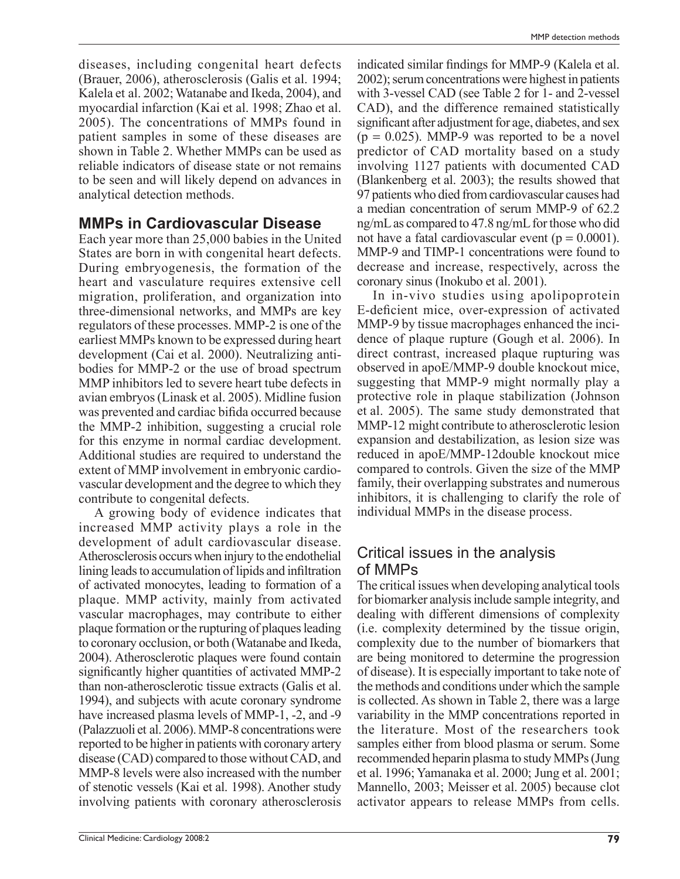diseases, including congenital heart defects (Brauer, 2006), atherosclerosis (Galis et al. 1994; Kalela et al. 2002; Watanabe and Ikeda, 2004), and myocardial infarction (Kai et al. 1998; Zhao et al. 2005). The concentrations of MMPs found in patient samples in some of these diseases are shown in Table 2. Whether MMPs can be used as reliable indicators of disease state or not remains to be seen and will likely depend on advances in analytical detection methods.

## MMPs in Cardiovascular Disease

Each year more than 25,000 babies in the United States are born in with congenital heart defects. During embryogenesis, the formation of the heart and vasculature requires extensive cell migration, proliferation, and organization into three-dimensional networks, and MMPs are key regulators of these processes. MMP-2 is one of the earliest MMPs known to be expressed during heart development (Cai et al. 2000). Neutralizing antibodies for MMP-2 or the use of broad spectrum MMP inhibitors led to severe heart tube defects in avian embryos (Linask et al. 2005). Midline fusion was prevented and cardiac bifida occurred because the MMP-2 inhibition, suggesting a crucial role for this enzyme in normal cardiac development. Additional studies are required to understand the extent of MMP involvement in embryonic cardiovascular development and the degree to which they contribute to congenital defects.

A growing body of evidence indicates that increased MMP activity plays a role in the development of adult cardiovascular disease. Atherosclerosis occurs when injury to the endothelial lining leads to accumulation of lipids and infiltration of activated monocytes, leading to formation of a plaque. MMP activity, mainly from activated vascular macrophages, may contribute to either plaque formation or the rupturing of plaques leading to coronary occlusion, or both (Watanabe and Ikeda, 2004). Atherosclerotic plaques were found contain significantly higher quantities of activated MMP-2 than non-atherosclerotic tissue extracts (Galis et al. 1994), and subjects with acute coronary syndrome have increased plasma levels of MMP-1, -2, and -9 (Palazzuoli et al. 2006). MMP-8 concentrations were reported to be higher in patients with coronary artery disease (CAD) compared to those without CAD, and MMP-8 levels were also increased with the number of stenotic vessels (Kai et al. 1998). Another study involving patients with coronary atherosclerosis indicated similar findings for MMP-9 (Kalela et al. 2002); serum concentrations were highest in patients with 3-vessel CAD (see Table 2 for 1- and 2-vessel CAD), and the difference remained statistically significant after adjustment for age, diabetes, and sex ($p = 0.025$). MMP-9 was reported to be a novel predictor of CAD mortality based on a study involving 1127 patients with documented CAD (Blankenberg et al. 2003); the results showed that 97 patients who died from cardiovascular causes had a median concentration of serum MMP-9 of 62.2 ng/mL as compared to 47.8 ng/mL for those who did not have a fatal cardiovascular event ($p = 0.0001$). MMP-9 and TIMP-1 concentrations were found to decrease and increase, respectively, across the coronary sinus (Inokubo et al. 2001).

In in-vivo studies using apolipoprotein E-deficient mice, over-expression of activated MMP-9 by tissue macrophages enhanced the incidence of plaque rupture (Gough et al. 2006). In direct contrast, increased plaque rupturing was observed in apoE/MMP-9 double knockout mice, suggesting that MMP-9 might normally play a protective role in plaque stabilization (Johnson et al. 2005). The same study demonstrated that MMP-12 might contribute to atherosclerotic lesion expansion and destabilization, as lesion size was reduced in apoE/MMP-12double knockout mice compared to controls. Given the size of the MMP family, their overlapping substrates and numerous inhibitors, it is challenging to clarify the role of individual MMPs in the disease process.

## Critical issues in the analysis of MMPs

The critical issues when developing analytical tools for biomarker analysis include sample integrity, and dealing with different dimensions of complexity (i.e. complexity determined by the tissue origin, complexity due to the number of biomarkers that are being monitored to determine the progression of disease). It is especially important to take note of the methods and conditions under which the sample is collected. As shown in Table 2, there was a large variability in the MMP concentrations reported in the literature. Most of the researchers took samples either from blood plasma or serum. Some recommended heparin plasma to study MMPs (Jung et al. 1996; Yamanaka et al. 2000; Jung et al. 2001; Mannello, 2003; Meisser et al. 2005) because clot activator appears to release MMPs from cells.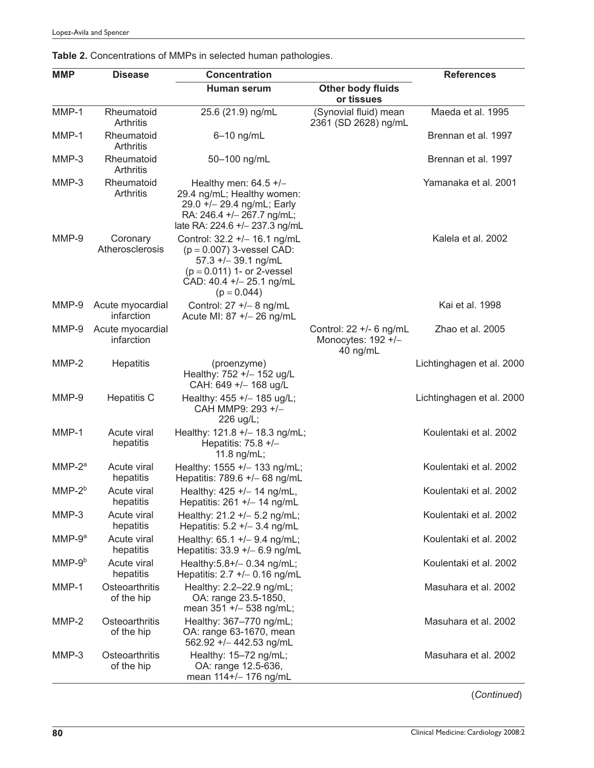**Table 2.** Concentrations of MMPs in selected human pathologies.

| MMP | Disease | Concentration | | References |
|---|---|---|---|---|
| | | Human serum | Other body fluids or tissues | |
| MMP-1 | Rheumatoid Arthritis | 25.6 (21.9) ng/mL | (Synovial fluid) mean 2361 (SD 2628) ng/mL | Maeda et al. 1995 |
| MMP-1 | Rheumatoid Arthritis | 6–10 ng/mL | | Brennan et al. 1997 |
| MMP-3 | Rheumatoid Arthritis | 50–100 ng/mL | | Brennan et al. 1997 |
| MMP-3 | Rheumatoid Arthritis | Healthy men: 64.5 +/– 29.4 ng/mL; Healthy women: 29.0 +/– 29.4 ng/mL; Early RA: 246.4 +/– 267.7 ng/mL; late RA: 224.6 +/– 237.3 ng/mL | | Yamanaka et al. 2001 |
| MMP-9 | Coronary Atherosclerosis | Control: 32.2 +/– 16.1 ng/mL ($p = 0.007$) 3-vessel CAD: 57.3 +/– 39.1 ng/mL ($p = 0.011$) 1- or 2-vessel CAD: 40.4 +/– 25.1 ng/mL ($p = 0.044$) | | Kalela et al. 2002 |
| MMP-9 | Acute myocardial infarction | Control: 27 +/– 8 ng/mL Acute MI: 87 +/– 26 ng/mL | | Kai et al. 1998 |
| MMP-9 | Acute myocardial infarction | | Control: 22 +/- 6 ng/mL Monocytes: 192 +/– 40 ng/mL | Zhao et al. 2005 |
| MMP-2 | Hepatitis | (proenzyme) Healthy: 752 +/– 152 ug/L CAH: 649 +/– 168 ug/L | | Lichtinghagen et al. 2000 |
| MMP-9 | Hepatitis C | Healthy: 455 +/– 185 ug/L; CAH MMP9: 293 +/– 226 ug/L; | | Lichtinghagen et al. 2000 |
| MMP-1 | Acute viral hepatitis | Healthy: 121.8 +/– 18.3 ng/mL; Hepatitis: 75.8 +/– 11.8 ng/mL; | | Koulentaki et al. 2002 |
| MMP-2[a] | Acute viral hepatitis | Healthy: 1555 +/– 133 ng/mL; Hepatitis: 789.6 +/– 68 ng/mL | | Koulentaki et al. 2002 |
| MMP-2[b] | Acute viral hepatitis | Healthy: 425 +/– 14 ng/mL, Hepatitis: 261 +/– 14 ng/mL | | Koulentaki et al. 2002 |
| MMP-3 | Acute viral hepatitis | Healthy: 21.2 +/– 5.2 ng/mL; Hepatitis: 5.2 +/– 3.4 ng/mL | | Koulentaki et al. 2002 |
| MMP-9[a] | Acute viral hepatitis | Healthy: 65.1 +/– 9.4 ng/mL; Hepatitis: 33.9 +/– 6.9 ng/mL | | Koulentaki et al. 2002 |
| MMP-9[b] | Acute viral hepatitis | Healthy:5.8+/– 0.34 ng/mL; Hepatitis: 2.7 +/– 0.16 ng/mL | | Koulentaki et al. 2002 |
| MMP-1 | Osteoarthritis of the hip | Healthy: 2.2–22.9 ng/mL; OA: range 23.5-1850, mean 351 +/– 538 ng/mL; | | Masuhara et al. 2002 |
| MMP-2 | Osteoarthritis of the hip | Healthy: 367–770 ng/mL; OA: range 63-1670, mean 562.92 +/– 442.53 ng/mL | | Masuhara et al. 2002 |
| MMP-3 | Osteoarthritis of the hip | Healthy: 15–72 ng/mL; OA: range 12.5-636, mean 114+/– 176 ng/mL | | Masuhara et al. 2002 |

(*Continued*)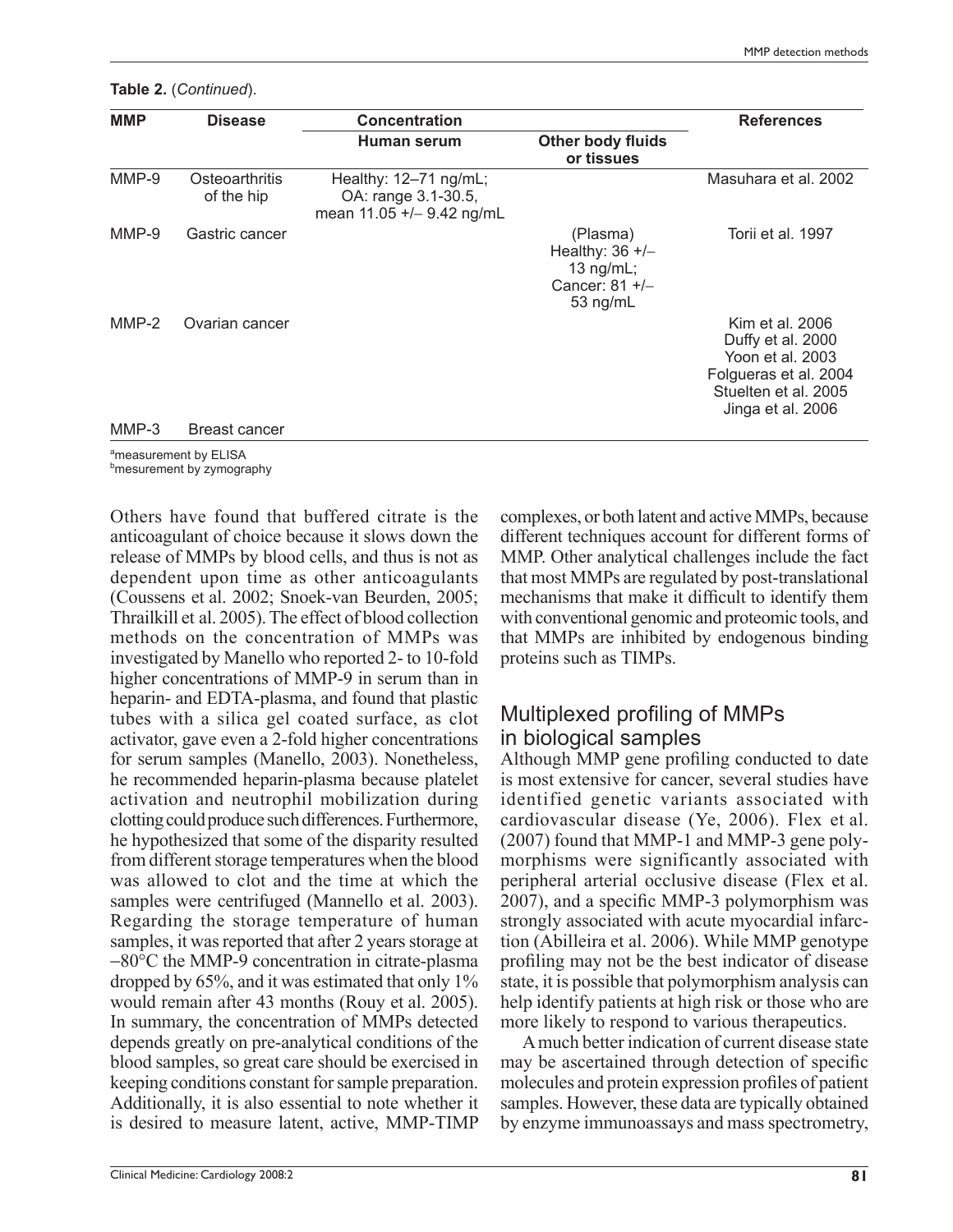**Table 2.** (*Continued*).

| MMP | Disease | Concentration | | References |
|---|---|---|---|---|
| | | Human serum | Other body fluids or tissues | |
| MMP-9 | Osteoarthritis of the hip | Healthy: 12–71 ng/mL; OA: range 3.1-30.5, mean 11.05 +/– 9.42 ng/mL | | Masuhara et al. 2002 |
| MMP-9 | Gastric cancer | | (Plasma) Healthy: 36 +/– 13 ng/mL; Cancer: 81 +/– 53 ng/mL | Torii et al. 1997 |
| MMP-2 | Ovarian cancer | | | Kim et al. 2006 Duffy et al. 2000 Yoon et al. 2003 Folgueras et al. 2004 Stuelten et al. 2005 Jinga et al. 2006 |
| MMP-3 | Breast cancer | | | |

[a]measurement by ELISA
[b]mesurement by zymography

Others have found that buffered citrate is the anticoagulant of choice because it slows down the release of MMPs by blood cells, and thus is not as dependent upon time as other anticoagulants (Coussens et al. 2002; Snoek-van Beurden, 2005; Thrailkill et al. 2005). The effect of blood collection methods on the concentration of MMPs was investigated by Manello who reported 2- to 10-fold higher concentrations of MMP-9 in serum than in heparin- and EDTA-plasma, and found that plastic tubes with a silica gel coated surface, as clot activator, gave even a 2-fold higher concentrations for serum samples (Manello, 2003). Nonetheless, he recommended heparin-plasma because platelet activation and neutrophil mobilization during clotting could produce such differences. Furthermore, he hypothesized that some of the disparity resulted from different storage temperatures when the blood was allowed to clot and the time at which the samples were centrifuged (Mannello et al. 2003). Regarding the storage temperature of human samples, it was reported that after 2 years storage at –80°C the MMP-9 concentration in citrate-plasma dropped by 65%, and it was estimated that only 1% would remain after 43 months (Rouy et al. 2005). In summary, the concentration of MMPs detected depends greatly on pre-analytical conditions of the blood samples, so great care should be exercised in keeping conditions constant for sample preparation. Additionally, it is also essential to note whether it is desired to measure latent, active, MMP-TIMP complexes, or both latent and active MMPs, because different techniques account for different forms of MMP. Other analytical challenges include the fact that most MMPs are regulated by post-translational mechanisms that make it difficult to identify them with conventional genomic and proteomic tools, and that MMPs are inhibited by endogenous binding proteins such as TIMPs.

## Multiplexed profiling of MMPs in biological samples

Although MMP gene profiling conducted to date is most extensive for cancer, several studies have identified genetic variants associated with cardiovascular disease (Ye, 2006). Flex et al. (2007) found that MMP-1 and MMP-3 gene polymorphisms were significantly associated with peripheral arterial occlusive disease (Flex et al. 2007), and a specific MMP-3 polymorphism was strongly associated with acute myocardial infarction (Abilleira et al. 2006). While MMP genotype profiling may not be the best indicator of disease state, it is possible that polymorphism analysis can help identify patients at high risk or those who are more likely to respond to various therapeutics.

A much better indication of current disease state may be ascertained through detection of specific molecules and protein expression profiles of patient samples. However, these data are typically obtained by enzyme immunoassays and mass spectrometry,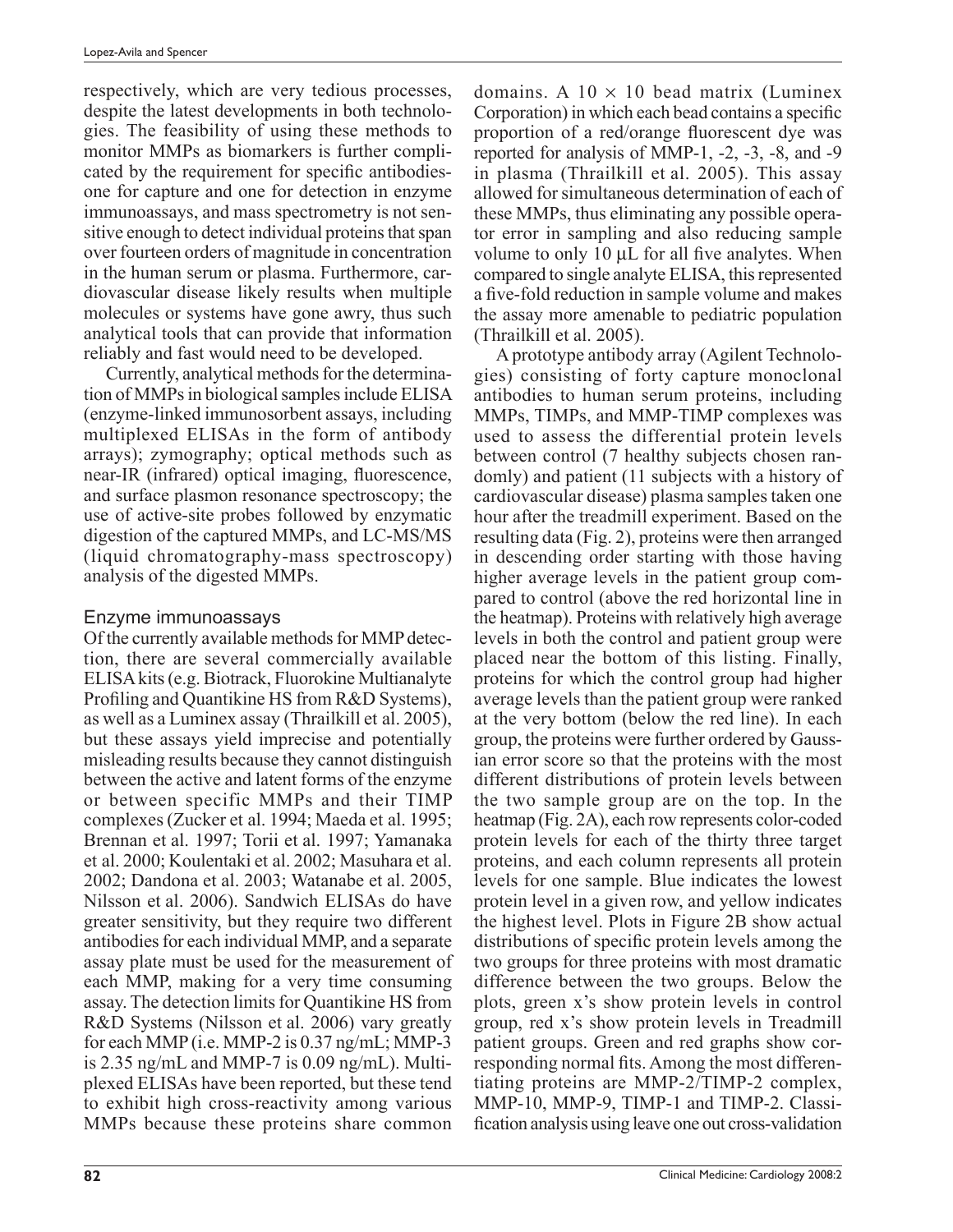respectively, which are very tedious processes, despite the latest developments in both technologies. The feasibility of using these methods to monitor MMPs as biomarkers is further complicated by the requirement for specific antibodies-one for capture and one for detection in enzyme immunoassays, and mass spectrometry is not sensitive enough to detect individual proteins that span over fourteen orders of magnitude in concentration in the human serum or plasma. Furthermore, cardiovascular disease likely results when multiple molecules or systems have gone awry, thus such analytical tools that can provide that information reliably and fast would need to be developed.

Currently, analytical methods for the determination of MMPs in biological samples include ELISA (enzyme-linked immunosorbent assays, including multiplexed ELISAs in the form of antibody arrays); zymography; optical methods such as near-IR (infrared) optical imaging, fluorescence, and surface plasmon resonance spectroscopy; the use of active-site probes followed by enzymatic digestion of the captured MMPs, and LC-MS/MS (liquid chromatography-mass spectroscopy) analysis of the digested MMPs.

## Enzyme immunoassays

Of the currently available methods for MMP detection, there are several commercially available ELISA kits (e.g. Biotrack, Fluorokine Multianalyte Profiling and Quantikine HS from R&D Systems), as well as a Luminex assay (Thrailkill et al. 2005), but these assays yield imprecise and potentially misleading results because they cannot distinguish between the active and latent forms of the enzyme or between specific MMPs and their TIMP complexes (Zucker et al. 1994; Maeda et al. 1995; Brennan et al. 1997; Torii et al. 1997; Yamanaka et al. 2000; Koulentaki et al. 2002; Masuhara et al. 2002; Dandona et al. 2003; Watanabe et al. 2005, Nilsson et al. 2006). Sandwich ELISAs do have greater sensitivity, but they require two different antibodies for each individual MMP, and a separate assay plate must be used for the measurement of each MMP, making for a very time consuming assay. The detection limits for Quantikine HS from R&D Systems (Nilsson et al. 2006) vary greatly for each MMP (i.e. MMP-2 is 0.37 ng/mL; MMP-3 is 2.35 ng/mL and MMP-7 is 0.09 ng/mL). Multiplexed ELISAs have been reported, but these tend to exhibit high cross-reactivity among various MMPs because these proteins share common domains. A $10 \times 10$ bead matrix (Luminex Corporation) in which each bead contains a specific proportion of a red/orange fluorescent dye was reported for analysis of MMP-1, -2, -3, -8, and -9 in plasma (Thrailkill et al. 2005). This assay allowed for simultaneous determination of each of these MMPs, thus eliminating any possible operator error in sampling and also reducing sample volume to only 10 μL for all five analytes. When compared to single analyte ELISA, this represented a five-fold reduction in sample volume and makes the assay more amenable to pediatric population (Thrailkill et al. 2005).

A prototype antibody array (Agilent Technologies) consisting of forty capture monoclonal antibodies to human serum proteins, including MMPs, TIMPs, and MMP-TIMP complexes was used to assess the differential protein levels between control (7 healthy subjects chosen randomly) and patient (11 subjects with a history of cardiovascular disease) plasma samples taken one hour after the treadmill experiment. Based on the resulting data (Fig. 2), proteins were then arranged in descending order starting with those having higher average levels in the patient group compared to control (above the red horizontal line in the heatmap). Proteins with relatively high average levels in both the control and patient group were placed near the bottom of this listing. Finally, proteins for which the control group had higher average levels than the patient group were ranked at the very bottom (below the red line). In each group, the proteins were further ordered by Gaussian error score so that the proteins with the most different distributions of protein levels between the two sample group are on the top. In the heatmap (Fig. 2A), each row represents color-coded protein levels for each of the thirty three target proteins, and each column represents all protein levels for one sample. Blue indicates the lowest protein level in a given row, and yellow indicates the highest level. Plots in Figure 2B show actual distributions of specific protein levels among the two groups for three proteins with most dramatic difference between the two groups. Below the plots, green x's show protein levels in control group, red x's show protein levels in Treadmill patient groups. Green and red graphs show corresponding normal fits. Among the most differentiating proteins are MMP-2/TIMP-2 complex, MMP-10, MMP-9, TIMP-1 and TIMP-2. Classification analysis using leave one out cross-validation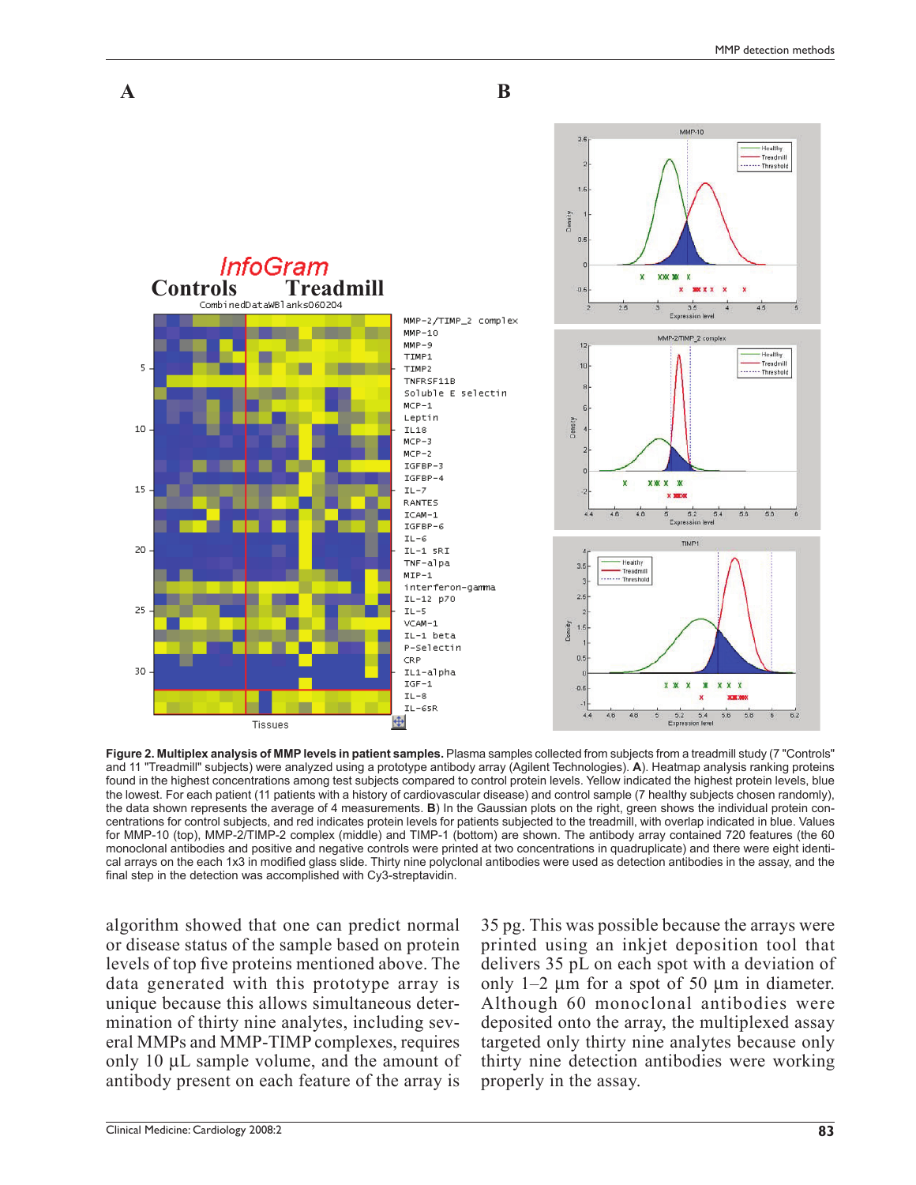**Figure 2. Multiplex analysis of MMP levels in patient samples.** Plasma samples collected from subjects from a treadmill study (7 "Controls" and 11 "Treadmill" subjects) were analyzed using a prototype antibody array (Agilent Technologies). **A**). Heatmap analysis ranking proteins found in the highest concentrations among test subjects compared to control protein levels. Yellow indicated the highest protein levels, blue the lowest. For each patient (11 patients with a history of cardiovascular disease) and control sample (7 healthy subjects chosen randomly), the data shown represents the average of 4 measurements. **B**) In the Gaussian plots on the right, green shows the individual protein concentrations for control subjects, and red indicates protein levels for patients subjected to the treadmill, with overlap indicated in blue. Values for MMP-10 (top), MMP-2/TIMP-2 complex (middle) and TIMP-1 (bottom) are shown. The antibody array contained 720 features (the 60 monoclonal antibodies and positive and negative controls were printed at two concentrations in quadruplicate) and there were eight identical arrays on the each 1x3 in modified glass slide. Thirty nine polyclonal antibodies were used as detection antibodies in the assay, and the final step in the detection was accomplished with Cy3-streptavidin.

algorithm showed that one can predict normal or disease status of the sample based on protein levels of top five proteins mentioned above. The data generated with this prototype array is unique because this allows simultaneous determination of thirty nine analytes, including several MMPs and MMP-TIMP complexes, requires only 10 µL sample volume, and the amount of antibody present on each feature of the array is 35 pg. This was possible because the arrays were printed using an inkjet deposition tool that delivers 35 pL on each spot with a deviation of only 1–2 µm for a spot of 50 µm in diameter. Although 60 monoclonal antibodies were deposited onto the array, the multiplexed assay targeted only thirty nine analytes because only thirty nine detection antibodies were working properly in the assay.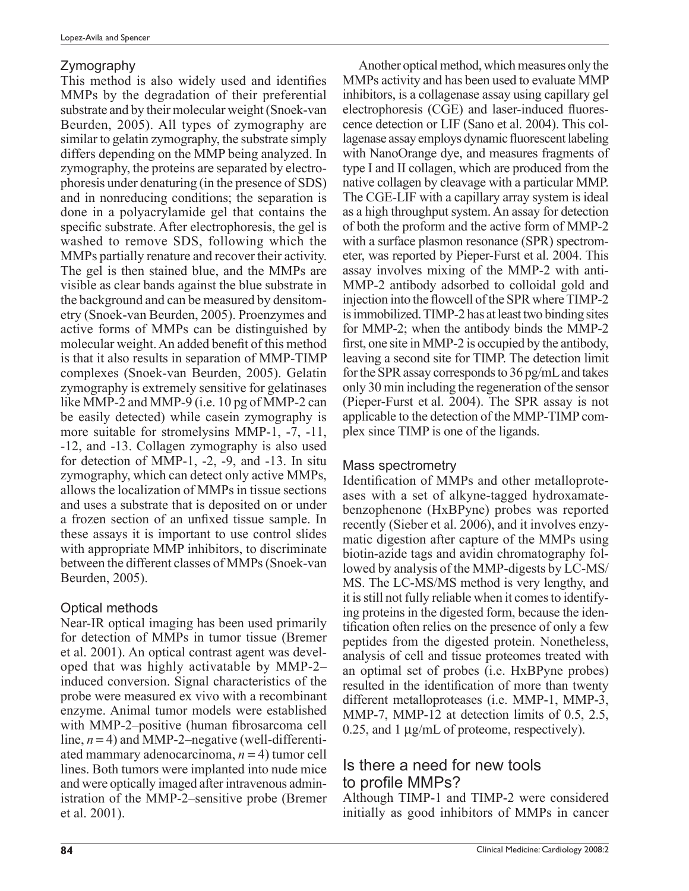### Zymography

This method is also widely used and identifies MMPs by the degradation of their preferential substrate and by their molecular weight (Snoek-van Beurden, 2005). All types of zymography are similar to gelatin zymography, the substrate simply differs depending on the MMP being analyzed. In zymography, the proteins are separated by electrophoresis under denaturing (in the presence of SDS) and in nonreducing conditions; the separation is done in a polyacrylamide gel that contains the specific substrate. After electrophoresis, the gel is washed to remove SDS, following which the MMPs partially renature and recover their activity. The gel is then stained blue, and the MMPs are visible as clear bands against the blue substrate in the background and can be measured by densitometry (Snoek-van Beurden, 2005). Proenzymes and active forms of MMPs can be distinguished by molecular weight. An added benefit of this method is that it also results in separation of MMP-TIMP complexes (Snoek-van Beurden, 2005). Gelatin zymography is extremely sensitive for gelatinases like MMP-2 and MMP-9 (i.e. 10 pg of MMP-2 can be easily detected) while casein zymography is more suitable for stromelysins MMP-1, -7, -11, -12, and -13. Collagen zymography is also used for detection of MMP-1, -2, -9, and -13. In situ zymography, which can detect only active MMPs, allows the localization of MMPs in tissue sections and uses a substrate that is deposited on or under a frozen section of an unfixed tissue sample. In these assays it is important to use control slides with appropriate MMP inhibitors, to discriminate between the different classes of MMPs (Snoek-van Beurden, 2005).

### Optical methods

Near-IR optical imaging has been used primarily for detection of MMPs in tumor tissue (Bremer et al. 2001). An optical contrast agent was developed that was highly activatable by MMP-2–induced conversion. Signal characteristics of the probe were measured ex vivo with a recombinant enzyme. Animal tumor models were established with MMP-2–positive (human fibrosarcoma cell line, $n = 4$) and MMP-2–negative (well-differentiated mammary adenocarcinoma, $n = 4$) tumor cell lines. Both tumors were implanted into nude mice and were optically imaged after intravenous administration of the MMP-2–sensitive probe (Bremer et al. 2001).

Another optical method, which measures only the MMPs activity and has been used to evaluate MMP inhibitors, is a collagenase assay using capillary gel electrophoresis (CGE) and laser-induced fluorescence detection or LIF (Sano et al. 2004). This collagenase assay employs dynamic fluorescent labeling with NanoOrange dye, and measures fragments of type I and II collagen, which are produced from the native collagen by cleavage with a particular MMP. The CGE-LIF with a capillary array system is ideal as a high throughput system. An assay for detection of both the proform and the active form of MMP-2 with a surface plasmon resonance (SPR) spectrometer, was reported by Pieper-Furst et al. 2004. This assay involves mixing of the MMP-2 with anti-MMP-2 antibody adsorbed to colloidal gold and injection into the flowcell of the SPR where TIMP-2 is immobilized. TIMP-2 has at least two binding sites for MMP-2; when the antibody binds the MMP-2 first, one site in MMP-2 is occupied by the antibody, leaving a second site for TIMP. The detection limit for the SPR assay corresponds to 36 pg/mL and takes only 30 min including the regeneration of the sensor (Pieper-Furst et al. 2004). The SPR assay is not applicable to the detection of the MMP-TIMP complex since TIMP is one of the ligands.

### Mass spectrometry

Identification of MMPs and other metalloproteases with a set of alkyne-tagged hydroxamate-benzophenone (HxBPyne) probes was reported recently (Sieber et al. 2006), and it involves enzymatic digestion after capture of the MMPs using biotin-azide tags and avidin chromatography followed by analysis of the MMP-digests by LC-MS/MS. The LC-MS/MS method is very lengthy, and it is still not fully reliable when it comes to identifying proteins in the digested form, because the identification often relies on the presence of only a few peptides from the digested protein. Nonetheless, analysis of cell and tissue proteomes treated with an optimal set of probes (i.e. HxBPyne probes) resulted in the identification of more than twenty different metalloproteases (i.e. MMP-1, MMP-3, MMP-7, MMP-12 at detection limits of 0.5, 2.5, 0.25, and 1 µg/mL of proteome, respectively).

## Is there a need for new tools to profile MMPs?

Although TIMP-1 and TIMP-2 were considered initially as good inhibitors of MMPs in cancer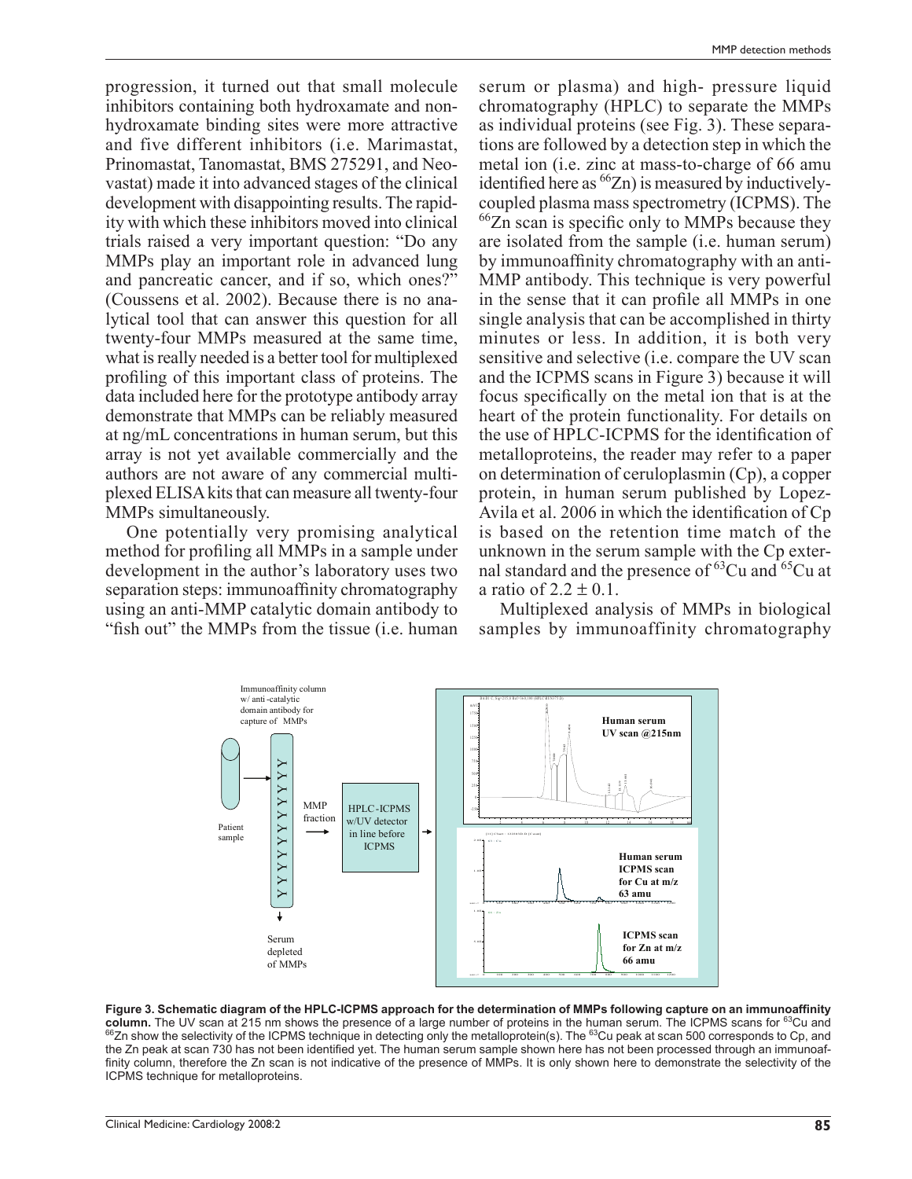progression, it turned out that small molecule inhibitors containing both hydroxamate and non-hydroxamate binding sites were more attractive and five different inhibitors (i.e. Marimastat, Prinomastat, Tanomastat, BMS 275291, and Neovastat) made it into advanced stages of the clinical development with disappointing results. The rapidity with which these inhibitors moved into clinical trials raised a very important question: "Do any MMPs play an important role in advanced lung and pancreatic cancer, and if so, which ones?" (Coussens et al. 2002). Because there is no analytical tool that can answer this question for all twenty-four MMPs measured at the same time, what is really needed is a better tool for multiplexed profiling of this important class of proteins. The data included here for the prototype antibody array demonstrate that MMPs can be reliably measured at ng/mL concentrations in human serum, but this array is not yet available commercially and the authors are not aware of any commercial multiplexed ELISA kits that can measure all twenty-four MMPs simultaneously.

One potentially very promising analytical method for profiling all MMPs in a sample under development in the author's laboratory uses two separation steps: immunoaffinity chromatography using an anti-MMP catalytic domain antibody to "fish out" the MMPs from the tissue (i.e. human serum or plasma) and high- pressure liquid chromatography (HPLC) to separate the MMPs as individual proteins (see Fig. 3). These separations are followed by a detection step in which the metal ion (i.e. zinc at mass-to-charge of 66 amu identified here as $^{66}$Zn) is measured by inductively-coupled plasma mass spectrometry (ICPMS). The $^{66}$Zn scan is specific only to MMPs because they are isolated from the sample (i.e. human serum) by immunoaffinity chromatography with an anti-MMP antibody. This technique is very powerful in the sense that it can profile all MMPs in one single analysis that can be accomplished in thirty minutes or less. In addition, it is both very sensitive and selective (i.e. compare the UV scan and the ICPMS scans in Figure 3) because it will focus specifically on the metal ion that is at the heart of the protein functionality. For details on the use of HPLC-ICPMS for the identification of metalloproteins, the reader may refer to a paper on determination of ceruloplasmin (Cp), a copper protein, in human serum published by Lopez-Avila et al. 2006 in which the identification of Cp is based on the retention time match of the unknown in the serum sample with the Cp external standard and the presence of $^{63}$Cu and $^{65}$Cu at a ratio of $2.2 \pm 0.1$.

Multiplexed analysis of MMPs in biological samples by immunoaffinity chromatography

**Figure 3. Schematic diagram of the HPLC-ICPMS approach for the determination of MMPs following capture on an immunoaffinity column.** The UV scan at 215 nm shows the presence of a large number of proteins in the human serum. The ICPMS scans for $^{63}$Cu and $^{66}$Zn show the selectivity of the ICPMS technique in detecting only the metalloprotein(s). The $^{63}$Cu peak at scan 500 corresponds to Cp, and the Zn peak at scan 730 has not been identified yet. The human serum sample shown here has not been processed through an immunoaffinity column, therefore the Zn scan is not indicative of the presence of MMPs. It is only shown here to demonstrate the selectivity of the ICPMS technique for metalloproteins.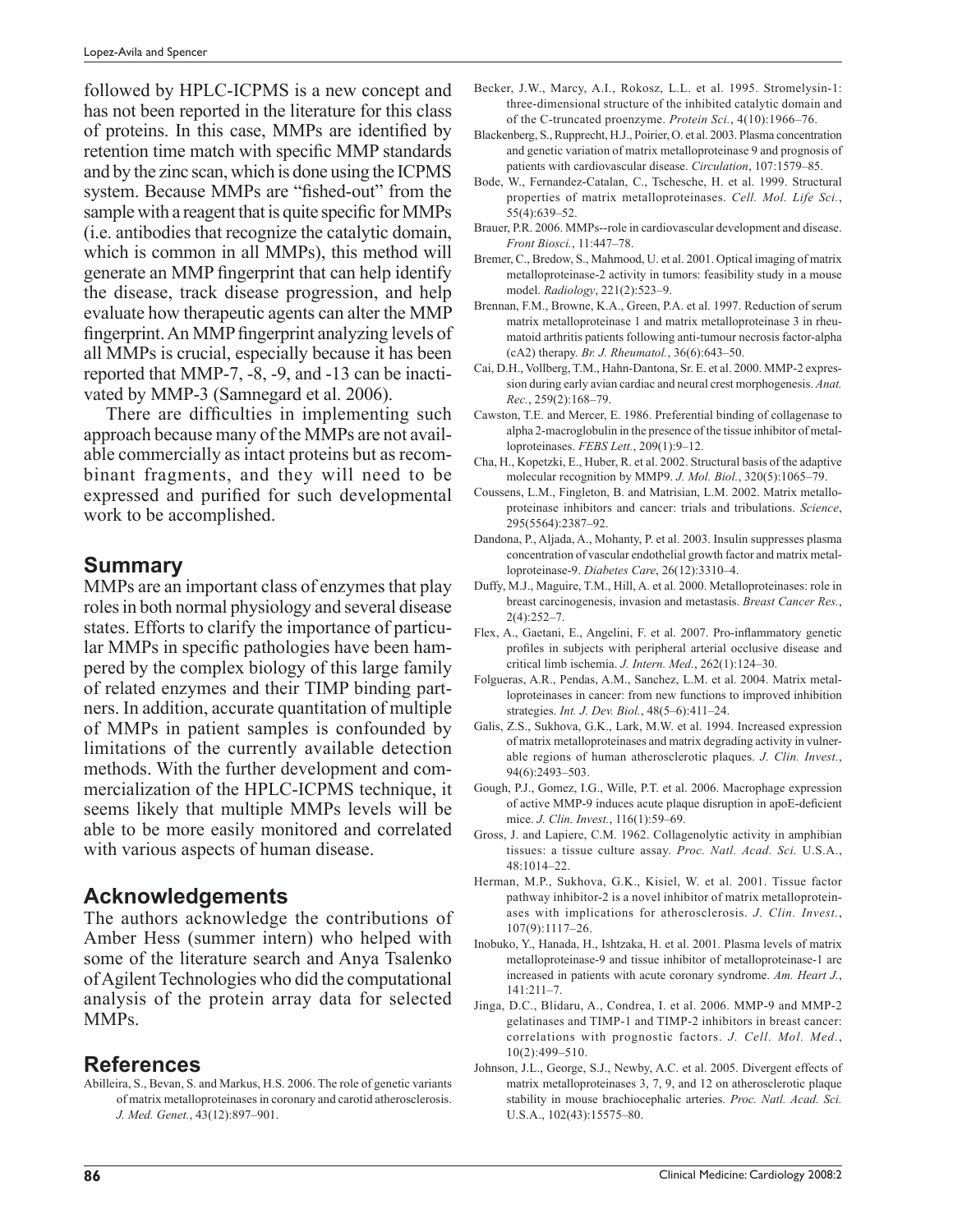followed by HPLC-ICPMS is a new concept and has not been reported in the literature for this class of proteins. In this case, MMPs are identified by retention time match with specific MMP standards and by the zinc scan, which is done using the ICPMS system. Because MMPs are "fished-out" from the sample with a reagent that is quite specific for MMPs (i.e. antibodies that recognize the catalytic domain, which is common in all MMPs), this method will generate an MMP fingerprint that can help identify the disease, track disease progression, and help evaluate how therapeutic agents can alter the MMP fingerprint. An MMP fingerprint analyzing levels of all MMPs is crucial, especially because it has been reported that MMP-7, -8, -9, and -13 can be inactivated by MMP-3 (Samnegard et al. 2006).

There are difficulties in implementing such approach because many of the MMPs are not available commercially as intact proteins but as recombinant fragments, and they will need to be expressed and purified for such developmental work to be accomplished.

## Summary

MMPs are an important class of enzymes that play roles in both normal physiology and several disease states. Efforts to clarify the importance of particular MMPs in specific pathologies have been hampered by the complex biology of this large family of related enzymes and their TIMP binding partners. In addition, accurate quantitation of multiple of MMPs in patient samples is confounded by limitations of the currently available detection methods. With the further development and commercialization of the HPLC-ICPMS technique, it seems likely that multiple MMPs levels will be able to be more easily monitored and correlated with various aspects of human disease.

## Acknowledgements

The authors acknowledge the contributions of Amber Hess (summer intern) who helped with some of the literature search and Anya Tsalenko of Agilent Technologies who did the computational analysis of the protein array data for selected MMPs.

## References

Abilleira, S., Bevan, S. and Markus, H.S. 2006. The role of genetic variants of matrix metalloproteinases in coronary and carotid atherosclerosis. *J. Med. Genet.*, 43(12):897–901.

Becker, J.W., Marcy, A.I., Rokosz, L.L. et al. 1995. Stromelysin-1: three-dimensional structure of the inhibited catalytic domain and of the C-truncated proenzyme. *Protein Sci.*, 4(10):1966–76.

Blackenberg, S., Rupprecht, H.J., Poirier, O. et al. 2003. Plasma concentration and genetic variation of matrix metalloproteinase 9 and prognosis of patients with cardiovascular disease. *Circulation*, 107:1579–85.

Bode, W., Fernandez-Catalan, C., Tschesche, H. et al. 1999. Structural properties of matrix metalloproteinases. *Cell. Mol. Life Sci.*, 55(4):639–52.

Brauer, P.R. 2006. MMPs--role in cardiovascular development and disease. *Front Biosci.*, 11:447–78.

Bremer, C., Bredow, S., Mahmood, U. et al. 2001. Optical imaging of matrix metalloproteinase-2 activity in tumors: feasibility study in a mouse model. *Radiology*, 221(2):523–9.

Brennan, F.M., Browne, K.A., Green, P.A. et al. 1997. Reduction of serum matrix metalloproteinase 1 and matrix metalloproteinase 3 in rheumatoid arthritis patients following anti-tumour necrosis factor-alpha (cA2) therapy. *Br. J. Rheumatol.*, 36(6):643–50.

Cai, D.H., Vollberg, T.M., Hahn-Dantona, Sr. E. et al. 2000. MMP-2 expression during early avian cardiac and neural crest morphogenesis. *Anat. Rec.*, 259(2):168–79.

Cawston, T.E. and Mercer, E. 1986. Preferential binding of collagenase to alpha 2-macroglobulin in the presence of the tissue inhibitor of metalloproteinases. *FEBS Lett.*, 209(1):9–12.

Cha, H., Kopetzki, E., Huber, R. et al. 2002. Structural basis of the adaptive molecular recognition by MMP9. *J. Mol. Biol.*, 320(5):1065–79.

Coussens, L.M., Fingleton, B. and Matrisian, L.M. 2002. Matrix metalloproteinase inhibitors and cancer: trials and tribulations. *Science*, 295(5564):2387–92.

Dandona, P., Aljada, A., Mohanty, P. et al. 2003. Insulin suppresses plasma concentration of vascular endothelial growth factor and matrix metalloproteinase-9. *Diabetes Care*, 26(12):3310–4.

Duffy, M.J., Maguire, T.M., Hill, A. et al. 2000. Metalloproteinases: role in breast carcinogenesis, invasion and metastasis. *Breast Cancer Res.*, 2(4):252–7.

Flex, A., Gaetani, E., Angelini, F. et al. 2007. Pro-inflammatory genetic profiles in subjects with peripheral arterial occlusive disease and critical limb ischemia. *J. Intern. Med.*, 262(1):124–30.

Folgueras, A.R., Pendas, A.M., Sanchez, L.M. et al. 2004. Matrix metalloproteinases in cancer: from new functions to improved inhibition strategies. *Int. J. Dev. Biol.*, 48(5–6):411–24.

Galis, Z.S., Sukhova, G.K., Lark, M.W. et al. 1994. Increased expression of matrix metalloproteinases and matrix degrading activity in vulnerable regions of human atherosclerotic plaques. *J. Clin. Invest.*, 94(6):2493–503.

Gough, P.J., Gomez, I.G., Wille, P.T. et al. 2006. Macrophage expression of active MMP-9 induces acute plaque disruption in apoE-deficient mice. *J. Clin. Invest.*, 116(1):59–69.

Gross, J. and Lapiere, C.M. 1962. Collagenolytic activity in amphibian tissues: a tissue culture assay. *Proc. Natl. Acad. Sci.* U.S.A., 48:1014–22.

Herman, M.P., Sukhova, G.K., Kisiel, W. et al. 2001. Tissue factor pathway inhibitor-2 is a novel inhibitor of matrix metalloproteinases with implications for atherosclerosis. *J. Clin. Invest.*, 107(9):1117–26.

Inobuko, Y., Hanada, H., Ishtzaka, H. et al. 2001. Plasma levels of matrix metalloproteinase-9 and tissue inhibitor of metalloproteinase-1 are increased in patients with acute coronary syndrome. *Am. Heart J.*, 141:211–7.

Jinga, D.C., Blidaru, A., Condrea, I. et al. 2006. MMP-9 and MMP-2 gelatinases and TIMP-1 and TIMP-2 inhibitors in breast cancer: correlations with prognostic factors. *J. Cell. Mol. Med.*, 10(2):499–510.

Johnson, J.L., George, S.J., Newby, A.C. et al. 2005. Divergent effects of matrix metalloproteinases 3, 7, 9, and 12 on atherosclerotic plaque stability in mouse brachiocephalic arteries. *Proc. Natl. Acad. Sci.* U.S.A., 102(43):15575–80.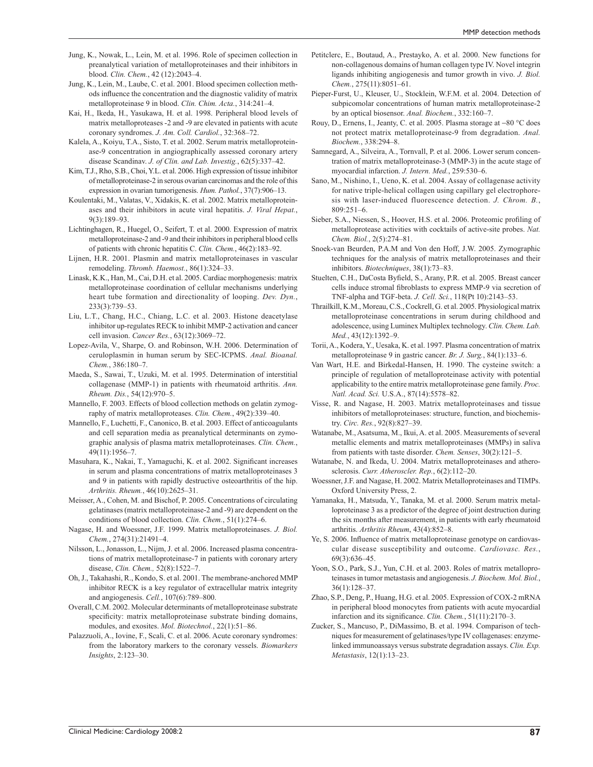Jung, K., Nowak, L., Lein, M. et al. 1996. Role of specimen collection in preanalytical variation of metalloproteinases and their inhibitors in blood. *Clin. Chem.*, 42 (12):2043–4.

Jung, K., Lein, M., Laube, C. et al. 2001. Blood specimen collection methods influence the concentration and the diagnostic validity of matrix metalloproteinase 9 in blood. *Clin. Chim. Acta.*, 314:241–4.

Kai, H., Ikeda, H., Yasukawa, H. et al. 1998. Peripheral blood levels of matrix metalloproteases -2 and -9 are elevated in patients with acute coronary syndromes. *J. Am. Coll. Cardiol.*, 32:368–72.

Kalela, A., Koiyu, T.A., Sisto, T. et al. 2002. Serum matrix metalloproteinase-9 concentration in angiographically assessed coronary artery disease Scandinav. *J. of Clin. and Lab. Investig.*, 62(5):337–42.

Kim, T.J., Rho, S.B., Choi, Y.L. et al. 2006. High expression of tissue inhibitor of metalloproteinase-2 in serous ovarian carcinomas and the role of this expression in ovarian tumorigenesis. *Hum. Pathol.*, 37(7):906–13.

Koulentaki, M., Valatas, V., Xidakis, K. et al. 2002. Matrix metalloproteinases and their inhibitors in acute viral hepatitis. *J. Viral Hepat.*, 9(3):189–93.

Lichtinghagen, R., Huegel, O., Seifert, T. et al. 2000. Expression of matrix metalloproteinase-2 and -9 and their inhibitors in peripheral blood cells of patients with chronic hepatitis C. *Clin. Chem.*, 46(2):183–92.

Lijnen, H.R. 2001. Plasmin and matrix metalloproteinases in vascular remodeling. *Thromb. Haemost.*, 86(1):324–33.

Linask, K.K., Han, M., Cai, D.H. et al. 2005. Cardiac morphogenesis: matrix metalloproteinase coordination of cellular mechanisms underlying heart tube formation and directionality of looping. *Dev. Dyn.*, 233(3):739–53.

Liu, L.T., Chang, H.C., Chiang, L.C. et al. 2003. Histone deacetylase inhibitor up-regulates RECK to inhibit MMP-2 activation and cancer cell invasion. *Cancer Res.*, 63(12):3069–72.

Lopez-Avila, V., Sharpe, O. and Robinson, W.H. 2006. Determination of ceruloplasmin in human serum by SEC-ICPMS. *Anal. Bioanal. Chem.*, 386:180–7.

Maeda, S., Sawai, T., Uzuki, M. et al. 1995. Determination of interstitial collagenase (MMP-1) in patients with rheumatoid arthritis. *Ann. Rheum. Dis.*, 54(12):970–5.

Mannello, F. 2003. Effects of blood collection methods on gelatin zymography of matrix metalloproteases. *Clin. Chem.*, 49(2):339–40.

Mannello, F., Luchetti, F., Canonico, B. et al. 2003. Effect of anticoagulants and cell separation media as preanalytical determinants on zymographic analysis of plasma matrix metalloproteinases. *Clin. Chem.*, 49(11):1956–7.

Masuhara, K., Nakai, T., Yamaguchi, K. et al. 2002. Significant increases in serum and plasma concentrations of matrix metalloproteinases 3 and 9 in patients with rapidly destructive osteoarthritis of the hip. *Arthritis. Rheum.*, 46(10):2625–31.

Meisser, A., Cohen, M. and Bischof, P. 2005. Concentrations of circulating gelatinases (matrix metalloproteinase-2 and -9) are dependent on the conditions of blood collection. *Clin. Chem.*, 51(1):274–6.

Nagase, H. and Woessner, J.F. 1999. Matrix metalloproteinases. *J. Biol. Chem.*, 274(31):21491–4.

Nilsson, L., Jonasson, L., Nijm, J. et al. 2006. Increased plasma concentrations of matrix metalloproteinase-7 in patients with coronary artery disease, *Clin. Chem.,* 52(8):1522–7.

Oh, J., Takahashi, R., Kondo, S. et al. 2001. The membrane-anchored MMP inhibitor RECK is a key regulator of extracellular matrix integrity and angiogenesis. *Cell.*, 107(6):789–800.

Overall, C.M. 2002. Molecular determinants of metalloproteinase substrate specificity: matrix metalloproteinase substrate binding domains, modules, and exosites. *Mol. Biotechnol.*, 22(1):51–86.

Palazzuoli, A., Iovine, F., Scali, C. et al. 2006. Acute coronary syndromes: from the laboratory markers to the coronary vessels. *Biomarkers Insights*, 2:123–30.

Petitclerc, E., Boutaud, A., Prestayko, A. et al. 2000. New functions for non-collagenous domains of human collagen type IV. Novel integrin ligands inhibiting angiogenesis and tumor growth in vivo. *J. Biol. Chem.*, 275(11):8051–61.

Pieper-Furst, U., Kleuser, U., Stocklein, W.F.M. et al. 2004. Detection of subpicomolar concentrations of human matrix metalloproteinase-2 by an optical biosensor. *Anal. Biochem.*, 332:160–7.

Rouy, D., Ernens, I., Jeanty, C. et al. 2005. Plasma storage at −80 °C does not protect matrix metalloproteinase-9 from degradation. *Anal. Biochem.*, 338:294–8.

Samnegard, A., Silveira, A., Tornvall, P. et al. 2006. Lower serum concentration of matrix metalloproteinase-3 (MMP-3) in the acute stage of myocardial infarction. *J. Intern. Med.*, 259:530–6.

Sano, M., Nishino, I., Ueno, K. et al. 2004. Assay of collagenase activity for native triple-helical collagen using capillary gel electrophoresis with laser-induced fluorescence detection. *J. Chrom. B.*, 809:251–6.

Sieber, S.A., Niessen, S., Hoover, H.S. et al. 2006. Proteomic profiling of metalloprotease activities with cocktails of active-site probes. *Nat. Chem. Biol.*, 2(5):274–81.

Snoek-van Beurden, P.A.M and Von den Hoff, J.W. 2005. Zymographic techniques for the analysis of matrix metalloproteinases and their inhibitors. *Biotechniques*, 38(1):73–83.

Stuelten, C.H., DaCosta Byfield, S., Arany, P.R. et al. 2005. Breast cancer cells induce stromal fibroblasts to express MMP-9 via secretion of TNF-alpha and TGF-beta. *J. Cell. Sci.*, 118(Pt 10):2143–53.

Thrailkill, K.M., Moreau, C.S., Cockrell, G. et al. 2005. Physiological matrix metalloproteinase concentrations in serum during childhood and adolescence, using Luminex Multiplex technology. *Clin. Chem. Lab. Med.*, 43(12):1392–9.

Torii, A., Kodera, Y., Uesaka, K. et al. 1997. Plasma concentration of matrix metalloproteinase 9 in gastric cancer. *Br. J. Surg.*, 84(1):133–6.

Van Wart, H.E. and Birkedal-Hansen, H. 1990. The cysteine switch: a principle of regulation of metalloproteinase activity with potential applicability to the entire matrix metalloproteinase gene family. *Proc. Natl. Acad. Sci.* U.S.A., 87(14):5578–82.

Visse, R. and Nagase, H. 2003. Matrix metalloproteinases and tissue inhibitors of metalloproteinases: structure, function, and biochemistry. *Circ. Res.*, 92(8):827–39.

Watanabe, M., Asatsuma, M., Ikui, A. et al. 2005. Measurements of several metallic elements and matrix metalloproteinases (MMPs) in saliva from patients with taste disorder. *Chem. Senses*, 30(2):121–5.

Watanabe, N. and Ikeda, U. 2004. Matrix metalloproteinases and atherosclerosis. *Curr. Atheroscler. Rep.*, 6(2):112–20.

Woessner, J.F. and Nagase, H. 2002. Matrix Metalloproteinases and TIMPs. Oxford University Press, 2.

Yamanaka, H., Matsuda, Y., Tanaka, M. et al. 2000. Serum matrix metalloproteinase 3 as a predictor of the degree of joint destruction during the six months after measurement, in patients with early rheumatoid arthritis. *Arthritis Rheum*, 43(4):852–8.

Ye, S. 2006. Influence of matrix metalloproteinase genotype on cardiovascular disease susceptibility and outcome. *Cardiovasc. Res.*, 69(3):636–45.

Yoon, S.O., Park, S.J., Yun, C.H. et al. 2003. Roles of matrix metalloproteinases in tumor metastasis and angiogenesis. *J. Biochem. Mol. Biol.*, 36(1):128–37.

Zhao, S.P., Deng, P., Huang, H.G. et al. 2005. Expression of COX-2 mRNA in peripheral blood monocytes from patients with acute myocardial infarction and its significance. *Clin. Chem.*, 51(11):2170–3.

Zucker, S., Mancuso, P., DiMassimo, B. et al. 1994. Comparison of techniques for measurement of gelatinases/type IV collagenases: enzyme-linked immunoassays versus substrate degradation assays. *Clin. Exp. Metastasis*, 12(1):13–23.